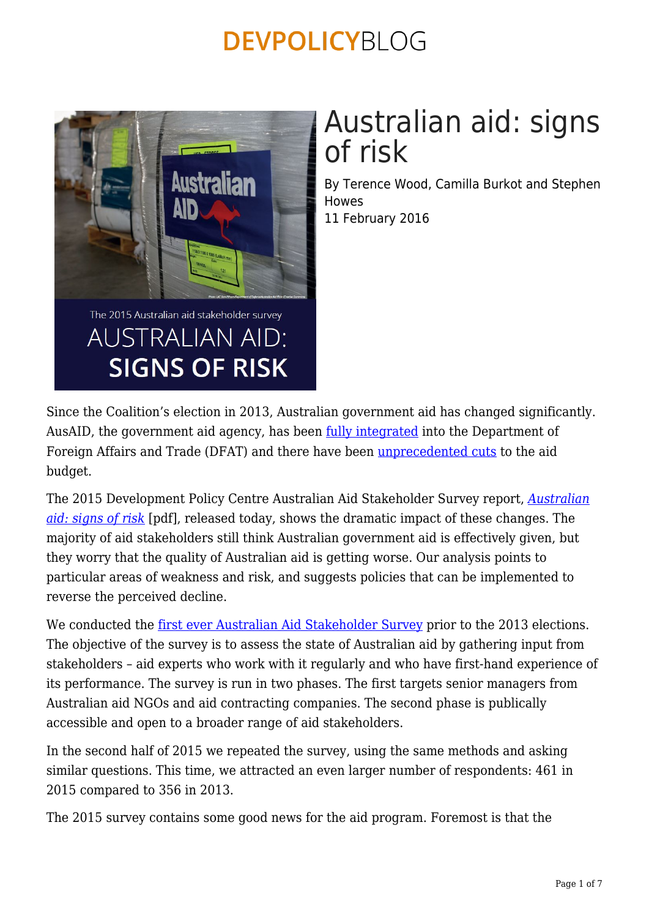# Australian aid: signs of risk

By Terence Wood, Camilla Burkot and Stephen Howes
11 February 2016

Since the Coalition's election in 2013, Australian government aid has changed significantly. AusAID, the government aid agency, has been fully integrated into the Department of Foreign Affairs and Trade (DFAT) and there have been unprecedented cuts to the aid budget.

The 2015 Development Policy Centre Australian Aid Stakeholder Survey report, *Australian aid: signs of risk* [pdf], released today, shows the dramatic impact of these changes. The majority of aid stakeholders still think Australian government aid is effectively given, but they worry that the quality of Australian aid is getting worse. Our analysis points to particular areas of weakness and risk, and suggests policies that can be implemented to reverse the perceived decline.

We conducted the first ever Australian Aid Stakeholder Survey prior to the 2013 elections. The objective of the survey is to assess the state of Australian aid by gathering input from stakeholders – aid experts who work with it regularly and who have first-hand experience of its performance. The survey is run in two phases. The first targets senior managers from Australian aid NGOs and aid contracting companies. The second phase is publically accessible and open to a broader range of aid stakeholders.

In the second half of 2015 we repeated the survey, using the same methods and asking similar questions. This time, we attracted an even larger number of respondents: 461 in 2015 compared to 356 in 2013.

The 2015 survey contains some good news for the aid program. Foremost is that the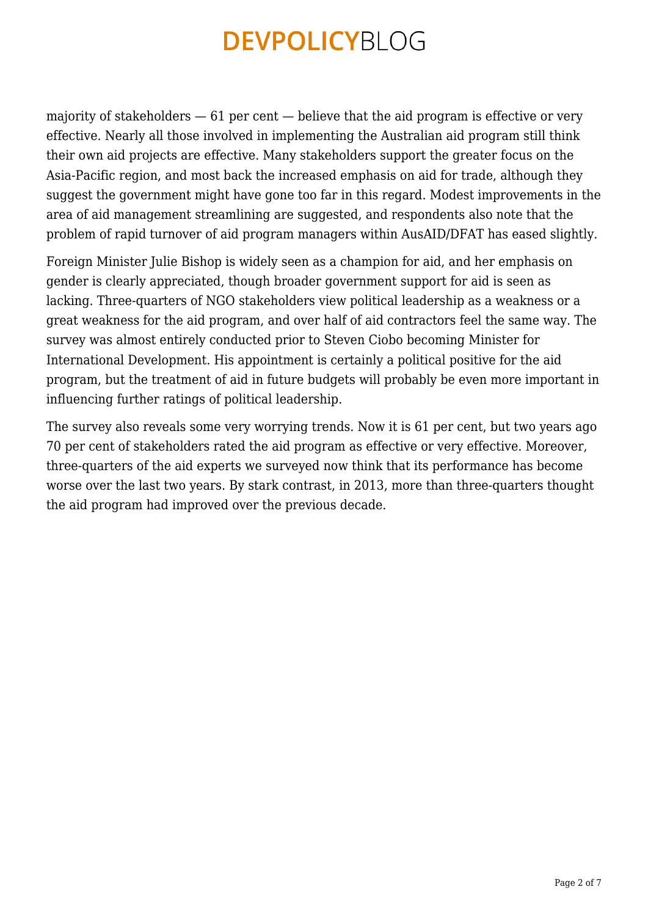majority of stakeholders — 61 per cent — believe that the aid program is effective or very effective. Nearly all those involved in implementing the Australian aid program still think their own aid projects are effective. Many stakeholders support the greater focus on the Asia-Pacific region, and most back the increased emphasis on aid for trade, although they suggest the government might have gone too far in this regard. Modest improvements in the area of aid management streamlining are suggested, and respondents also note that the problem of rapid turnover of aid program managers within AusAID/DFAT has eased slightly.

Foreign Minister Julie Bishop is widely seen as a champion for aid, and her emphasis on gender is clearly appreciated, though broader government support for aid is seen as lacking. Three-quarters of NGO stakeholders view political leadership as a weakness or a great weakness for the aid program, and over half of aid contractors feel the same way. The survey was almost entirely conducted prior to Steven Ciobo becoming Minister for International Development. His appointment is certainly a political positive for the aid program, but the treatment of aid in future budgets will probably be even more important in influencing further ratings of political leadership.

The survey also reveals some very worrying trends. Now it is 61 per cent, but two years ago 70 per cent of stakeholders rated the aid program as effective or very effective. Moreover, three-quarters of the aid experts we surveyed now think that its performance has become worse over the last two years. By stark contrast, in 2013, more than three-quarters thought the aid program had improved over the previous decade.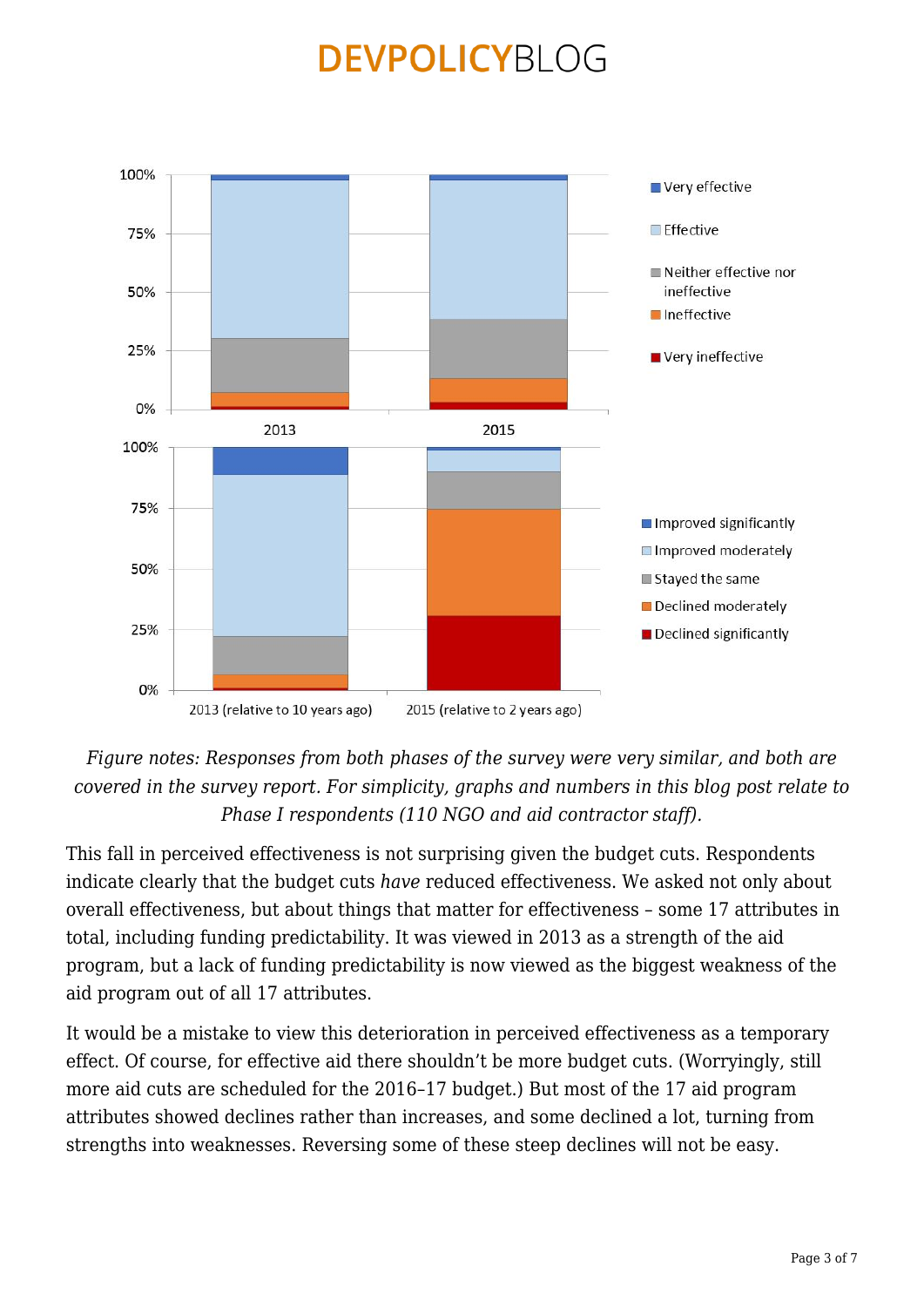*Figure notes: Responses from both phases of the survey were very similar, and both are covered in the survey report. For simplicity, graphs and numbers in this blog post relate to Phase I respondents (110 NGO and aid contractor staff).*

This fall in perceived effectiveness is not surprising given the budget cuts. Respondents indicate clearly that the budget cuts *have* reduced effectiveness. We asked not only about overall effectiveness, but about things that matter for effectiveness – some 17 attributes in total, including funding predictability. It was viewed in 2013 as a strength of the aid program, but a lack of funding predictability is now viewed as the biggest weakness of the aid program out of all 17 attributes.

It would be a mistake to view this deterioration in perceived effectiveness as a temporary effect. Of course, for effective aid there shouldn't be more budget cuts. (Worryingly, still more aid cuts are scheduled for the 2016–17 budget.) But most of the 17 aid program attributes showed declines rather than increases, and some declined a lot, turning from strengths into weaknesses. Reversing some of these steep declines will not be easy.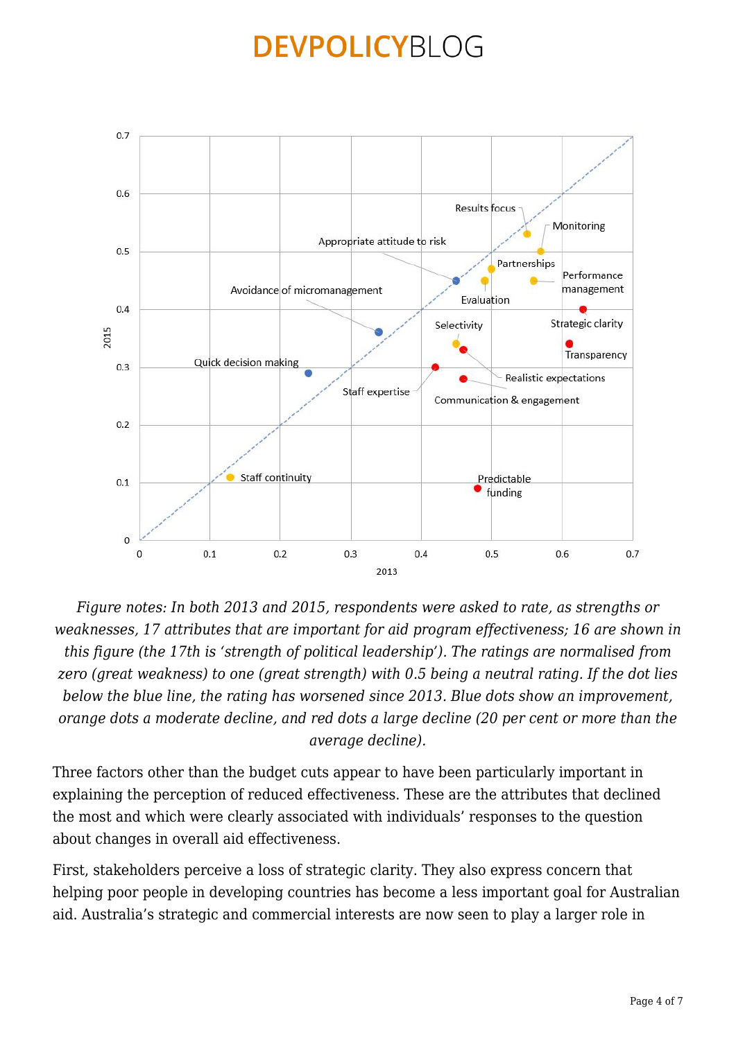*Figure notes: In both 2013 and 2015, respondents were asked to rate, as strengths or weaknesses, 17 attributes that are important for aid program effectiveness; 16 are shown in this figure (the 17th is 'strength of political leadership'). The ratings are normalised from zero (great weakness) to one (great strength) with 0.5 being a neutral rating. If the dot lies below the blue line, the rating has worsened since 2013. Blue dots show an improvement, orange dots a moderate decline, and red dots a large decline (20 per cent or more than the average decline).*

Three factors other than the budget cuts appear to have been particularly important in explaining the perception of reduced effectiveness. These are the attributes that declined the most and which were clearly associated with individuals' responses to the question about changes in overall aid effectiveness.

First, stakeholders perceive a loss of strategic clarity. They also express concern that helping poor people in developing countries has become a less important goal for Australian aid. Australia's strategic and commercial interests are now seen to play a larger role in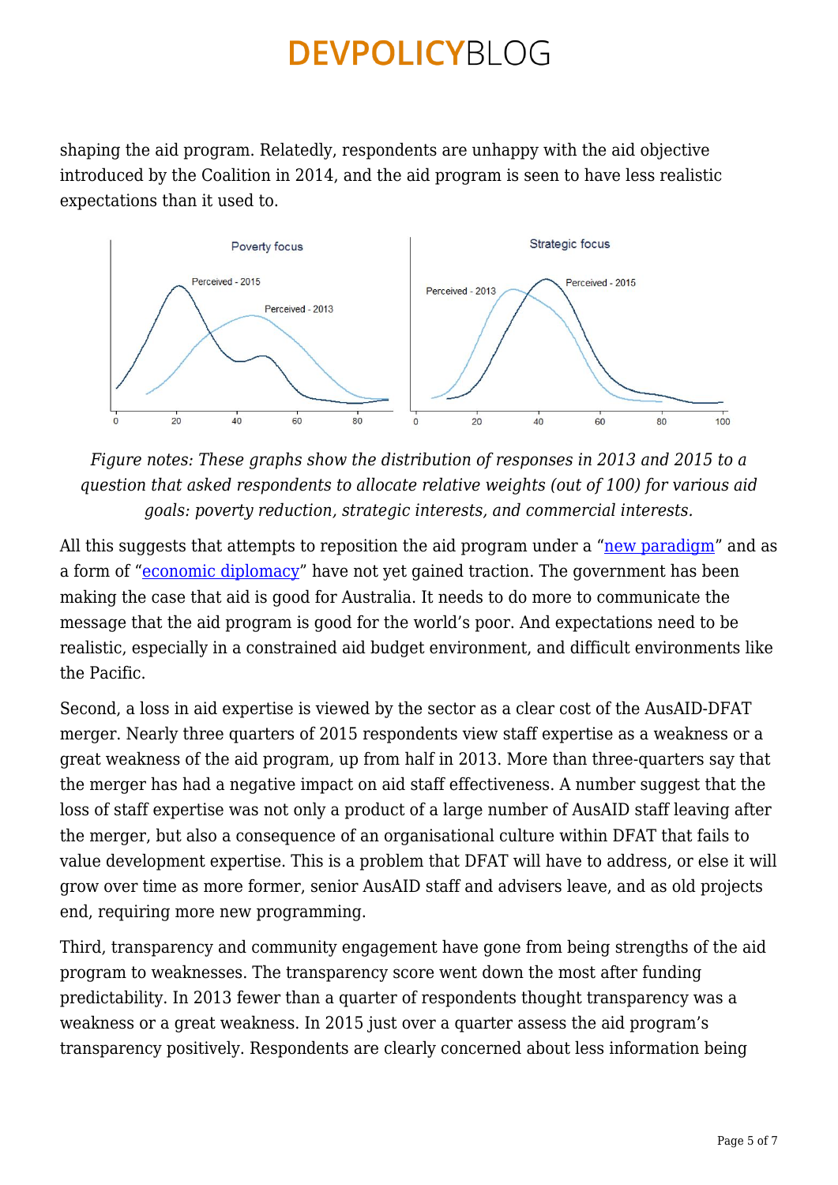shaping the aid program. Relatedly, respondents are unhappy with the aid objective introduced by the Coalition in 2014, and the aid program is seen to have less realistic expectations than it used to.

*Figure notes: These graphs show the distribution of responses in 2013 and 2015 to a question that asked respondents to allocate relative weights (out of 100) for various aid goals: poverty reduction, strategic interests, and commercial interests.*

All this suggests that attempts to reposition the aid program under a "new paradigm" and as a form of "economic diplomacy" have not yet gained traction. The government has been making the case that aid is good for Australia. It needs to do more to communicate the message that the aid program is good for the world's poor. And expectations need to be realistic, especially in a constrained aid budget environment, and difficult environments like the Pacific.

Second, a loss in aid expertise is viewed by the sector as a clear cost of the AusAID-DFAT merger. Nearly three quarters of 2015 respondents view staff expertise as a weakness or a great weakness of the aid program, up from half in 2013. More than three-quarters say that the merger has had a negative impact on aid staff effectiveness. A number suggest that the loss of staff expertise was not only a product of a large number of AusAID staff leaving after the merger, but also a consequence of an organisational culture within DFAT that fails to value development expertise. This is a problem that DFAT will have to address, or else it will grow over time as more former, senior AusAID staff and advisers leave, and as old projects end, requiring more new programming.

Third, transparency and community engagement have gone from being strengths of the aid program to weaknesses. The transparency score went down the most after funding predictability. In 2013 fewer than a quarter of respondents thought transparency was a weakness or a great weakness. In 2015 just over a quarter assess the aid program's transparency positively. Respondents are clearly concerned about less information being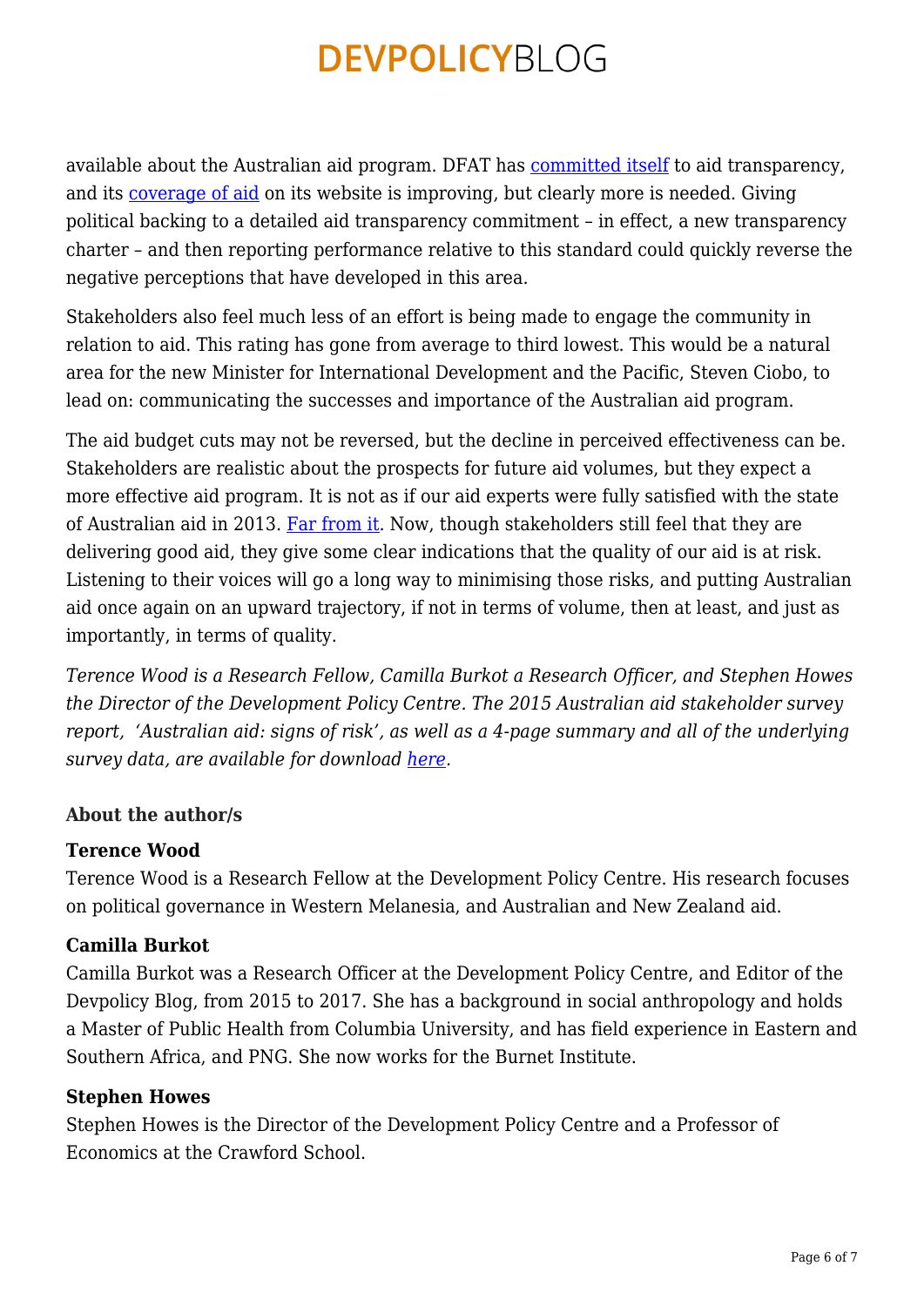available about the Australian aid program. DFAT has committed itself to aid transparency, and its coverage of aid on its website is improving, but clearly more is needed. Giving political backing to a detailed aid transparency commitment – in effect, a new transparency charter – and then reporting performance relative to this standard could quickly reverse the negative perceptions that have developed in this area.

Stakeholders also feel much less of an effort is being made to engage the community in relation to aid. This rating has gone from average to third lowest. This would be a natural area for the new Minister for International Development and the Pacific, Steven Ciobo, to lead on: communicating the successes and importance of the Australian aid program.

The aid budget cuts may not be reversed, but the decline in perceived effectiveness can be. Stakeholders are realistic about the prospects for future aid volumes, but they expect a more effective aid program. It is not as if our aid experts were fully satisfied with the state of Australian aid in 2013. Far from it. Now, though stakeholders still feel that they are delivering good aid, they give some clear indications that the quality of our aid is at risk. Listening to their voices will go a long way to minimising those risks, and putting Australian aid once again on an upward trajectory, if not in terms of volume, then at least, and just as importantly, in terms of quality.

*Terence Wood is a Research Fellow, Camilla Burkot a Research Officer, and Stephen Howes the Director of the Development Policy Centre. The 2015 Australian aid stakeholder survey report, 'Australian aid: signs of risk', as well as a 4-page summary and all of the underlying survey data, are available for download here.*

### About the author/s

**Terence Wood**
Terence Wood is a Research Fellow at the Development Policy Centre. His research focuses on political governance in Western Melanesia, and Australian and New Zealand aid.

**Camilla Burkot**
Camilla Burkot was a Research Officer at the Development Policy Centre, and Editor of the Devpolicy Blog, from 2015 to 2017. She has a background in social anthropology and holds a Master of Public Health from Columbia University, and has field experience in Eastern and Southern Africa, and PNG. She now works for the Burnet Institute.

**Stephen Howes**
Stephen Howes is the Director of the Development Policy Centre and a Professor of Economics at the Crawford School.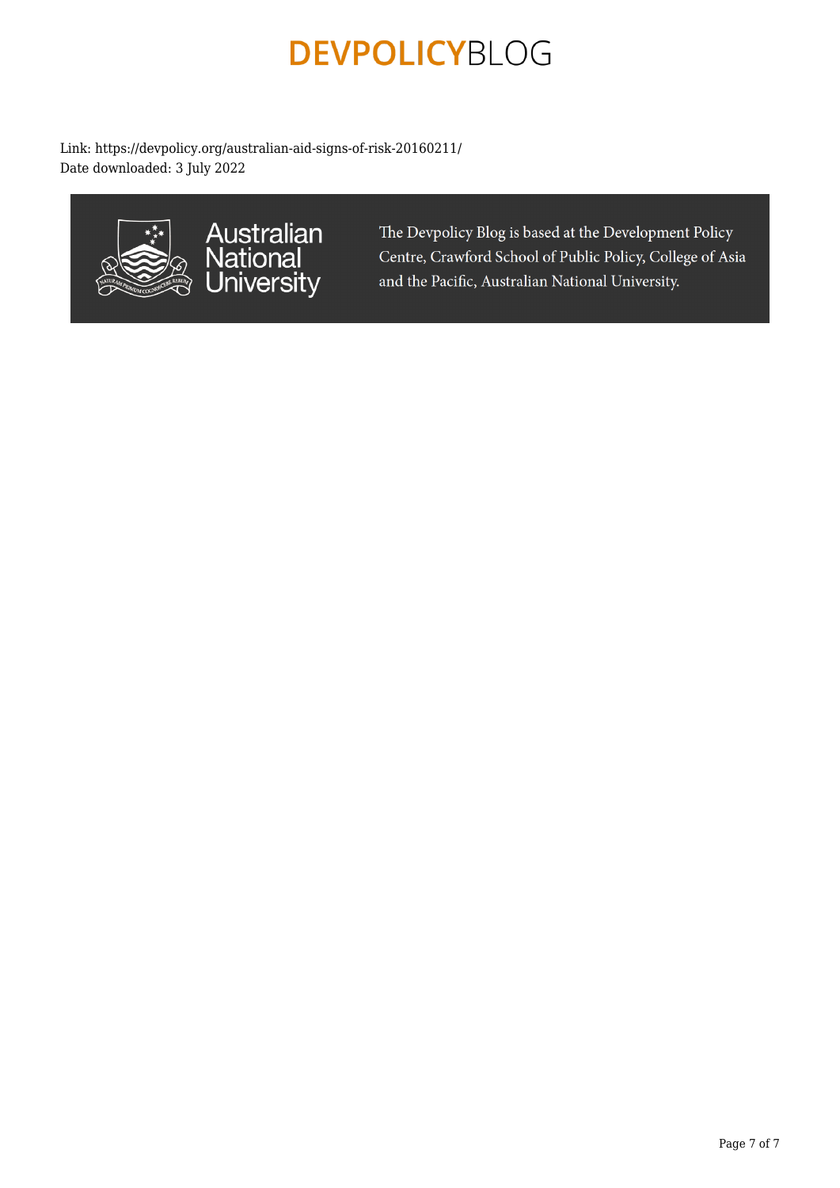Link: https://devpolicy.org/australian-aid-signs-of-risk-20160211/
Date downloaded: 3 July 2022

The Devpolicy Blog is based at the Development Policy Centre, Crawford School of Public Policy, College of Asia and the Pacific, Australian National University.